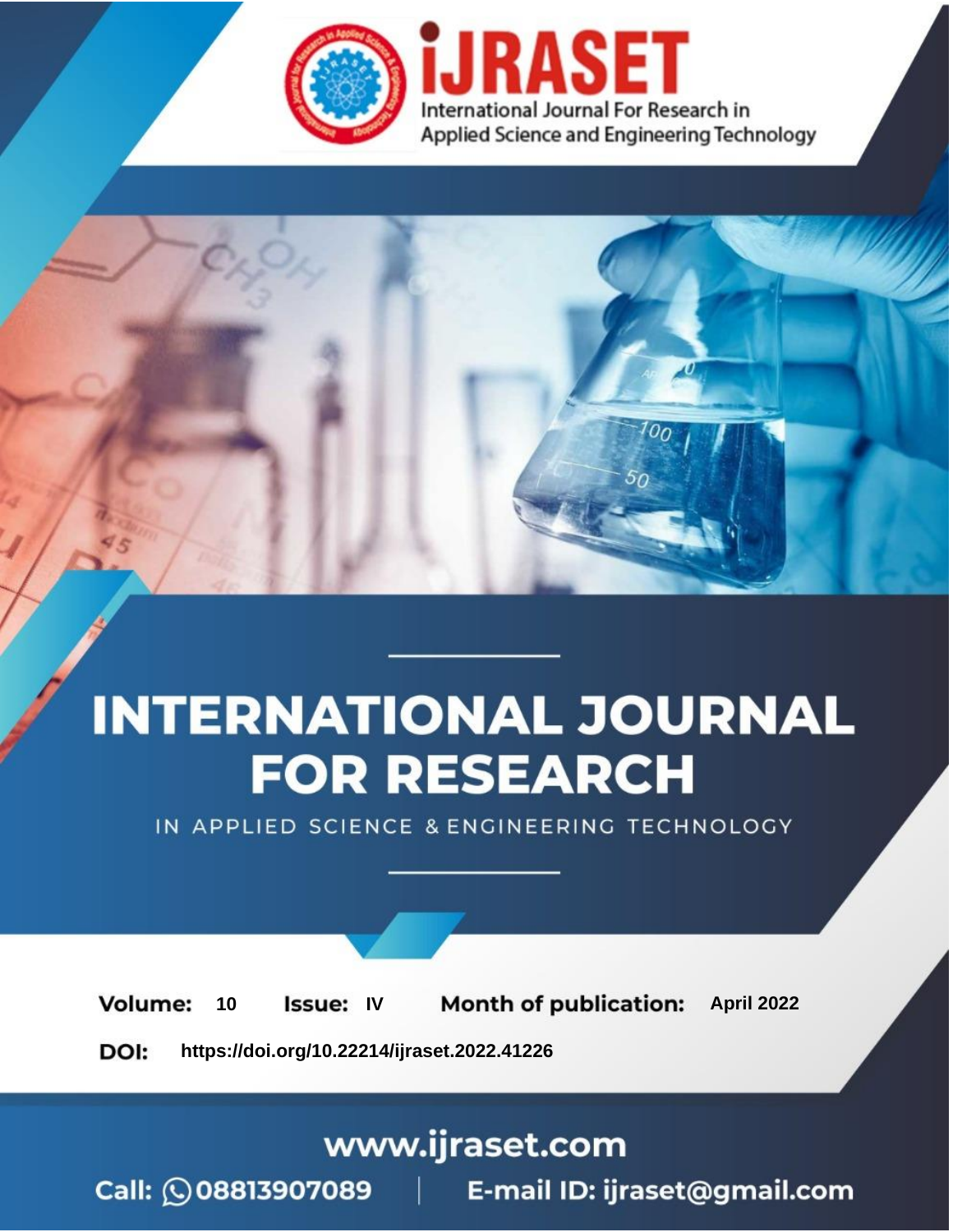iJRASET

International Journal For Research in Applied Science and Engineering Technology

# INTERNATIONAL JOURNAL FOR RESEARCH

IN APPLIED SCIENCE & ENGINEERING TECHNOLOGY

**Volume:** 10 **Issue:** IV **Month of publication:** April 2022

**DOI:** https://doi.org/10.22214/ijraset.2022.41226

www.ijraset.com

Call: 08813907089 | E-mail ID: ijraset@gmail.com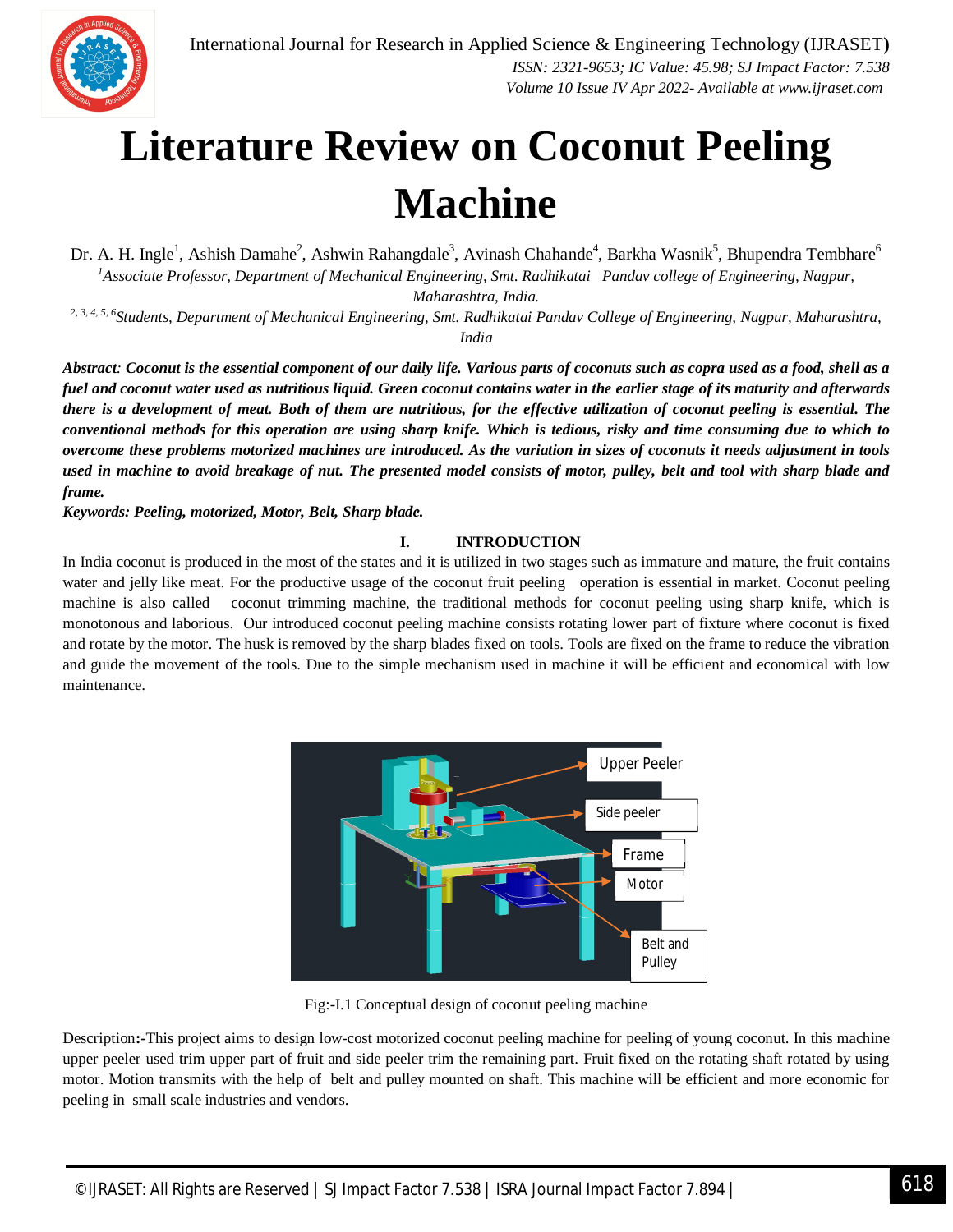# Literature Review on Coconut Peeling Machine

Dr. A. H. Ingle[1], Ashish Damahe[2], Ashwin Rahangdale[3], Avinash Chahande[4], Barkha Wasnik[5], Bhupendra Tembhare[6]

[1]*Associate Professor, Department of Mechanical Engineering, Smt. Radhikatai Pandav college of Engineering, Nagpur, Maharashtra, India.*

[2, 3, 4, 5, 6]*Students, Department of Mechanical Engineering, Smt. Radhikatai Pandav College of Engineering, Nagpur, Maharashtra, India*

***Abstract**: Coconut is the essential component of our daily life. Various parts of coconuts such as copra used as a food, shell as a fuel and coconut water used as nutritious liquid. Green coconut contains water in the earlier stage of its maturity and afterwards there is a development of meat. Both of them are nutritious, for the effective utilization of coconut peeling is essential. The conventional methods for this operation are using sharp knife. Which is tedious, risky and time consuming due to which to overcome these problems motorized machines are introduced. As the variation in sizes of coconuts it needs adjustment in tools used in machine to avoid breakage of nut. The presented model consists of motor, pulley, belt and tool with sharp blade and frame.*

***Keywords: Peeling, motorized, Motor, Belt, Sharp blade.***

## I. INTRODUCTION

In India coconut is produced in the most of the states and it is utilized in two stages such as immature and mature, the fruit contains water and jelly like meat. For the productive usage of the coconut fruit peeling operation is essential in market. Coconut peeling machine is also called coconut trimming machine, the traditional methods for coconut peeling using sharp knife, which is monotonous and laborious. Our introduced coconut peeling machine consists rotating lower part of fixture where coconut is fixed and rotate by the motor. The husk is removed by the sharp blades fixed on tools. Tools are fixed on the frame to reduce the vibration and guide the movement of the tools. Due to the simple mechanism used in machine it will be efficient and economical with low maintenance.

Upper Peeler

Side peeler

Frame

Motor

Belt and Pulley

Fig:-I.1 Conceptual design of coconut peeling machine

**Description:-**This project aims to design low-cost motorized coconut peeling machine for peeling of young coconut. In this machine upper peeler used trim upper part of fruit and side peeler trim the remaining part. Fruit fixed on the rotating shaft rotated by using motor. Motion transmits with the help of belt and pulley mounted on shaft. This machine will be efficient and more economic for peeling in small scale industries and vendors.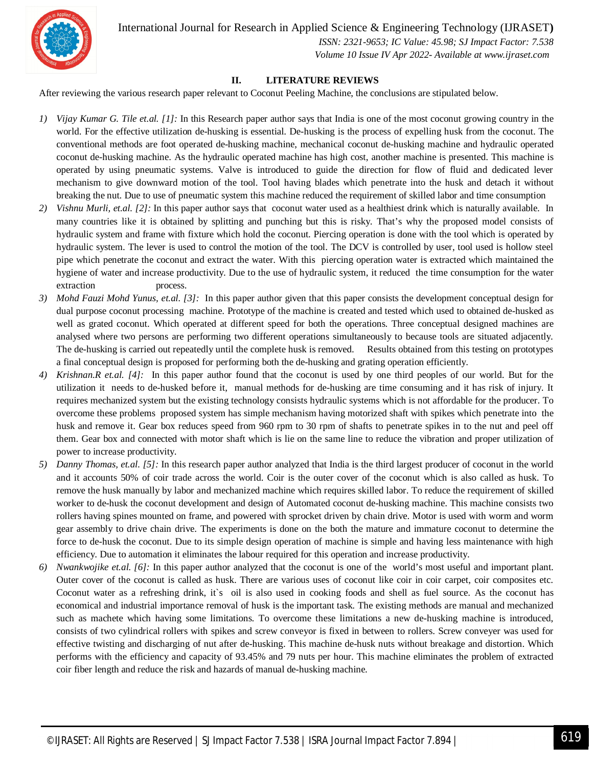## II. LITERATURE REVIEWS

After reviewing the various research paper relevant to Coconut Peeling Machine, the conclusions are stipulated below.

1) *Vijay Kumar G. Tile et.al. [1]:* In this Research paper author says that India is one of the most coconut growing country in the world. For the effective utilization de-husking is essential. De-husking is the process of expelling husk from the coconut. The conventional methods are foot operated de-husking machine, mechanical coconut de-husking machine and hydraulic operated coconut de-husking machine. As the hydraulic operated machine has high cost, another machine is presented. This machine is operated by using pneumatic systems. Valve is introduced to guide the direction for flow of fluid and dedicated lever mechanism to give downward motion of the tool. Tool having blades which penetrate into the husk and detach it without breaking the nut. Due to use of pneumatic system this machine reduced the requirement of skilled labor and time consumption
2) *Vishnu Murli, et.al. [2]:* In this paper author says that coconut water used as a healthiest drink which is naturally available. In many countries like it is obtained by splitting and punching but this is risky. That's why the proposed model consists of hydraulic system and frame with fixture which hold the coconut. Piercing operation is done with the tool which is operated by hydraulic system. The lever is used to control the motion of the tool. The DCV is controlled by user, tool used is hollow steel pipe which penetrate the coconut and extract the water. With this piercing operation water is extracted which maintained the hygiene of water and increase productivity. Due to the use of hydraulic system, it reduced the time consumption for the water extraction process.
3) *Mohd Fauzi Mohd Yunus, et.al. [3]:* In this paper author given that this paper consists the development conceptual design for dual purpose coconut processing machine. Prototype of the machine is created and tested which used to obtained de-husked as well as grated coconut. Which operated at different speed for both the operations. Three conceptual designed machines are analysed where two persons are performing two different operations simultaneously to because tools are situated adjacently. The de-husking is carried out repeatedly until the complete husk is removed. Results obtained from this testing on prototypes a final conceptual design is proposed for performing both the de-husking and grating operation efficiently.
4) *Krishnan.R et.al. [4]:* In this paper author found that the coconut is used by one third peoples of our world. But for the utilization it needs to de-husked before it, manual methods for de-husking are time consuming and it has risk of injury. It requires mechanized system but the existing technology consists hydraulic systems which is not affordable for the producer. To overcome these problems proposed system has simple mechanism having motorized shaft with spikes which penetrate into the husk and remove it. Gear box reduces speed from 960 rpm to 30 rpm of shafts to penetrate spikes in to the nut and peel off them. Gear box and connected with motor shaft which is lie on the same line to reduce the vibration and proper utilization of power to increase productivity.
5) *Danny Thomas, et.al. [5]:* In this research paper author analyzed that India is the third largest producer of coconut in the world and it accounts 50% of coir trade across the world. Coir is the outer cover of the coconut which is also called as husk. To remove the husk manually by labor and mechanized machine which requires skilled labor. To reduce the requirement of skilled worker to de-husk the coconut development and design of Automated coconut de-husking machine. This machine consists two rollers having spines mounted on frame, and powered with sprocket driven by chain drive. Motor is used with worm and worm gear assembly to drive chain drive. The experiments is done on the both the mature and immature coconut to determine the force to de-husk the coconut. Due to its simple design operation of machine is simple and having less maintenance with high efficiency. Due to automation it eliminates the labour required for this operation and increase productivity.
6) *Nwankwojike et.al. [6]:* In this paper author analyzed that the coconut is one of the world's most useful and important plant. Outer cover of the coconut is called as husk. There are various uses of coconut like coir in coir carpet, coir composites etc. Coconut water as a refreshing drink, it`s oil is also used in cooking foods and shell as fuel source. As the coconut has economical and industrial importance removal of husk is the important task. The existing methods are manual and mechanized such as machete which having some limitations. To overcome these limitations a new de-husking machine is introduced, consists of two cylindrical rollers with spikes and screw conveyor is fixed in between to rollers. Screw conveyer was used for effective twisting and discharging of nut after de-husking. This machine de-husk nuts without breakage and distortion. Which performs with the efficiency and capacity of 93.45% and 79 nuts per hour. This machine eliminates the problem of extracted coir fiber length and reduce the risk and hazards of manual de-husking machine.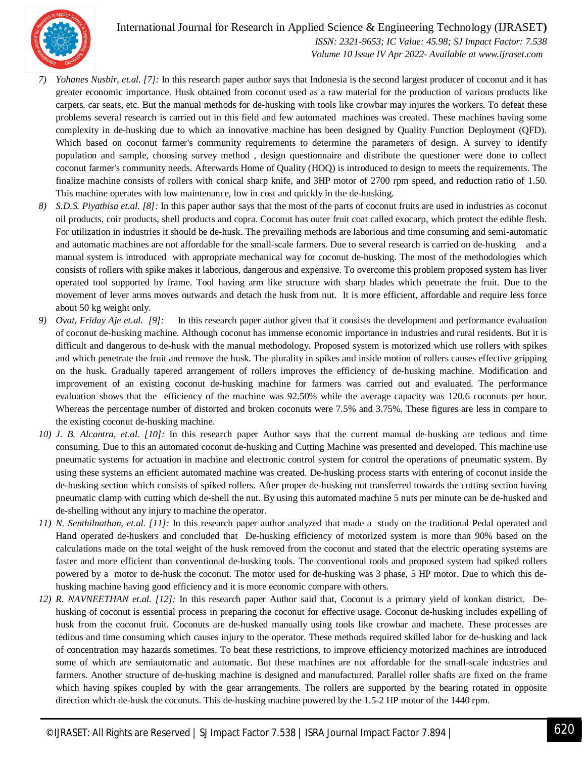7) *Yohanes Nusbir, et.al. [7]:* In this research paper author says that Indonesia is the second largest producer of coconut and it has greater economic importance. Husk obtained from coconut used as a raw material for the production of various products like carpets, car seats, etc. But the manual methods for de-husking with tools like crowbar may injures the workers. To defeat these problems several research is carried out in this field and few automated machines was created. These machines having some complexity in de-husking due to which an innovative machine has been designed by Quality Function Deployment (QFD). Which based on coconut farmer's community requirements to determine the parameters of design. A survey to identify population and sample, choosing survey method , design questionnaire and distribute the questioner were done to collect coconut farmer's community needs. Afterwards Home of Quality (HOQ) is introduced to design to meets the requirements. The finalize machine consists of rollers with conical sharp knife, and 3HP motor of 2700 rpm speed, and reduction ratio of 1.50. This machine operates with low maintenance, low in cost and quickly in the de-husking.
8) *S.D.S. Piyathisa et.al. [8]:* In this paper author says that the most of the parts of coconut fruits are used in industries as coconut oil products, coir products, shell products and copra. Coconut has outer fruit coat called exocarp, which protect the edible flesh. For utilization in industries it should be de-husk. The prevailing methods are laborious and time consuming and semi-automatic and automatic machines are not affordable for the small-scale farmers. Due to several research is carried on de-husking and a manual system is introduced with appropriate mechanical way for coconut de-husking. The most of the methodologies which consists of rollers with spike makes it laborious, dangerous and expensive. To overcome this problem proposed system has liver operated tool supported by frame. Tool having arm like structure with sharp blades which penetrate the fruit. Due to the movement of lever arms moves outwards and detach the husk from nut. It is more efficient, affordable and require less force about 50 kg weight only.
9) *Ovat, Friday Aje et.al. [9]:* In this research paper author given that it consists the development and performance evaluation of coconut de-husking machine. Although coconut has immense economic importance in industries and rural residents. But it is difficult and dangerous to de-husk with the manual methodology. Proposed system is motorized which use rollers with spikes and which penetrate the fruit and remove the husk. The plurality in spikes and inside motion of rollers causes effective gripping on the husk. Gradually tapered arrangement of rollers improves the efficiency of de-husking machine. Modification and improvement of an existing coconut de-husking machine for farmers was carried out and evaluated. The performance evaluation shows that the efficiency of the machine was 92.50% while the average capacity was 120.6 coconuts per hour. Whereas the percentage number of distorted and broken coconuts were 7.5% and 3.75%. These figures are less in compare to the existing coconut de-husking machine.
10) *J. B. Alcantra, et.al. [10]:* In this research paper Author says that the current manual de-husking are tedious and time consuming. Due to this an automated coconut de-husking and Cutting Machine was presented and developed. This machine use pneumatic systems for actuation in machine and electronic control system for control the operations of pneumatic system. By using these systems an efficient automated machine was created. De-husking process starts with entering of coconut inside the de-husking section which consists of spiked rollers. After proper de-husking nut transferred towards the cutting section having pneumatic clamp with cutting which de-shell the nut. By using this automated machine 5 nuts per minute can be de-husked and de-shelling without any injury to machine the operator.
11) *N. Senthilnathan, et.al. [11]:* In this research paper author analyzed that made a study on the traditional Pedal operated and Hand operated de-huskers and concluded that De-husking efficiency of motorized system is more than 90% based on the calculations made on the total weight of the husk removed from the coconut and stated that the electric operating systems are faster and more efficient than conventional de-husking tools. The conventional tools and proposed system had spiked rollers powered by a motor to de-husk the coconut. The motor used for de-husking was 3 phase, 5 HP motor. Due to which this de-husking machine having good efficiency and it is more economic compare with others.
12) *R. NAVNEETHAN et.al. [12]:* In this research paper Author said that, Coconut is a primary yield of konkan district. De-husking of coconut is essential process in preparing the coconut for effective usage. Coconut de-husking includes expelling of husk from the coconut fruit. Coconuts are de-husked manually using tools like crowbar and machete. These processes are tedious and time consuming which causes injury to the operator. These methods required skilled labor for de-husking and lack of concentration may hazards sometimes. To beat these restrictions, to improve efficiency motorized machines are introduced some of which are semiautomatic and automatic. But these machines are not affordable for the small-scale industries and farmers. Another structure of de-husking machine is designed and manufactured. Parallel roller shafts are fixed on the frame which having spikes coupled by with the gear arrangements. The rollers are supported by the bearing rotated in opposite direction which de-husk the coconuts. This de-husking machine powered by the 1.5-2 HP motor of the 1440 rpm.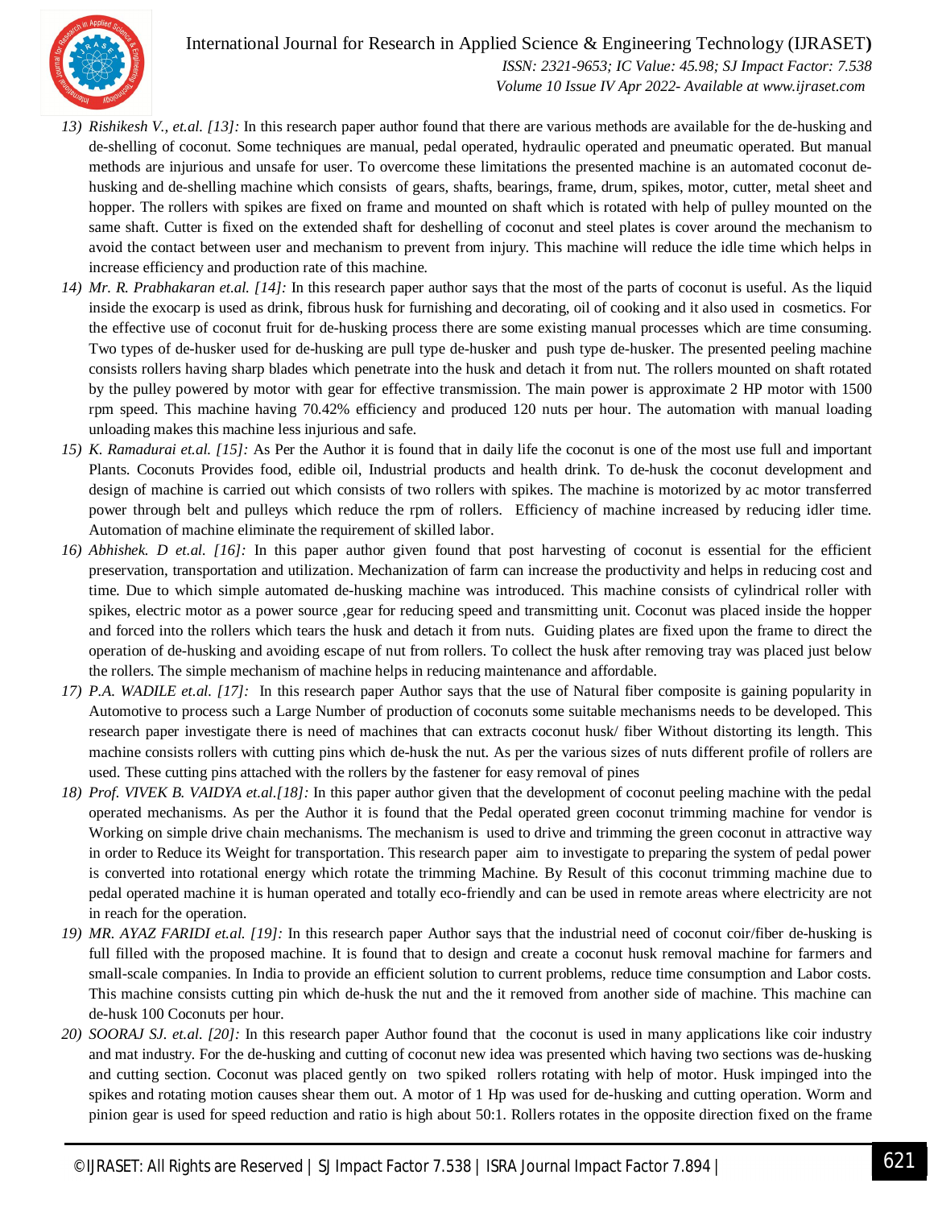13) *Rishikesh V., et.al. [13]:* In this research paper author found that there are various methods are available for the de-husking and de-shelling of coconut. Some techniques are manual, pedal operated, hydraulic operated and pneumatic operated. But manual methods are injurious and unsafe for user. To overcome these limitations the presented machine is an automated coconut de-husking and de-shelling machine which consists of gears, shafts, bearings, frame, drum, spikes, motor, cutter, metal sheet and hopper. The rollers with spikes are fixed on frame and mounted on shaft which is rotated with help of pulley mounted on the same shaft. Cutter is fixed on the extended shaft for deshelling of coconut and steel plates is cover around the mechanism to avoid the contact between user and mechanism to prevent from injury. This machine will reduce the idle time which helps in increase efficiency and production rate of this machine.
14) *Mr. R. Prabhakaran et.al. [14]:* In this research paper author says that the most of the parts of coconut is useful. As the liquid inside the exocarp is used as drink, fibrous husk for furnishing and decorating, oil of cooking and it also used in cosmetics. For the effective use of coconut fruit for de-husking process there are some existing manual processes which are time consuming. Two types of de-husker used for de-husking are pull type de-husker and push type de-husker. The presented peeling machine consists rollers having sharp blades which penetrate into the husk and detach it from nut. The rollers mounted on shaft rotated by the pulley powered by motor with gear for effective transmission. The main power is approximate 2 HP motor with 1500 rpm speed. This machine having 70.42% efficiency and produced 120 nuts per hour. The automation with manual loading unloading makes this machine less injurious and safe.
15) *K. Ramadurai et.al. [15]:* As Per the Author it is found that in daily life the coconut is one of the most use full and important Plants. Coconuts Provides food, edible oil, Industrial products and health drink. To de-husk the coconut development and design of machine is carried out which consists of two rollers with spikes. The machine is motorized by ac motor transferred power through belt and pulleys which reduce the rpm of rollers. Efficiency of machine increased by reducing idler time. Automation of machine eliminate the requirement of skilled labor.
16) *Abhishek. D et.al. [16]:* In this paper author given found that post harvesting of coconut is essential for the efficient preservation, transportation and utilization. Mechanization of farm can increase the productivity and helps in reducing cost and time. Due to which simple automated de-husking machine was introduced. This machine consists of cylindrical roller with spikes, electric motor as a power source ,gear for reducing speed and transmitting unit. Coconut was placed inside the hopper and forced into the rollers which tears the husk and detach it from nuts. Guiding plates are fixed upon the frame to direct the operation of de-husking and avoiding escape of nut from rollers. To collect the husk after removing tray was placed just below the rollers. The simple mechanism of machine helps in reducing maintenance and affordable.
17) *P.A. WADILE et.al. [17]:* In this research paper Author says that the use of Natural fiber composite is gaining popularity in Automotive to process such a Large Number of production of coconuts some suitable mechanisms needs to be developed. This research paper investigate there is need of machines that can extracts coconut husk/ fiber Without distorting its length. This machine consists rollers with cutting pins which de-husk the nut. As per the various sizes of nuts different profile of rollers are used. These cutting pins attached with the rollers by the fastener for easy removal of pines
18) *Prof. VIVEK B. VAIDYA et.al.[18]:* In this paper author given that the development of coconut peeling machine with the pedal operated mechanisms. As per the Author it is found that the Pedal operated green coconut trimming machine for vendor is Working on simple drive chain mechanisms. The mechanism is used to drive and trimming the green coconut in attractive way in order to Reduce its Weight for transportation. This research paper aim to investigate to preparing the system of pedal power is converted into rotational energy which rotate the trimming Machine. By Result of this coconut trimming machine due to pedal operated machine it is human operated and totally eco-friendly and can be used in remote areas where electricity are not in reach for the operation.
19) *MR. AYAZ FARIDI et.al. [19]:* In this research paper Author says that the industrial need of coconut coir/fiber de-husking is full filled with the proposed machine. It is found that to design and create a coconut husk removal machine for farmers and small-scale companies. In India to provide an efficient solution to current problems, reduce time consumption and Labor costs. This machine consists cutting pin which de-husk the nut and the it removed from another side of machine. This machine can de-husk 100 Coconuts per hour.
20) *SOORAJ SJ. et.al. [20]:* In this research paper Author found that the coconut is used in many applications like coir industry and mat industry. For the de-husking and cutting of coconut new idea was presented which having two sections was de-husking and cutting section. Coconut was placed gently on two spiked rollers rotating with help of motor. Husk impinged into the spikes and rotating motion causes shear them out. A motor of 1 Hp was used for de-husking and cutting operation. Worm and pinion gear is used for speed reduction and ratio is high about 50:1. Rollers rotates in the opposite direction fixed on the frame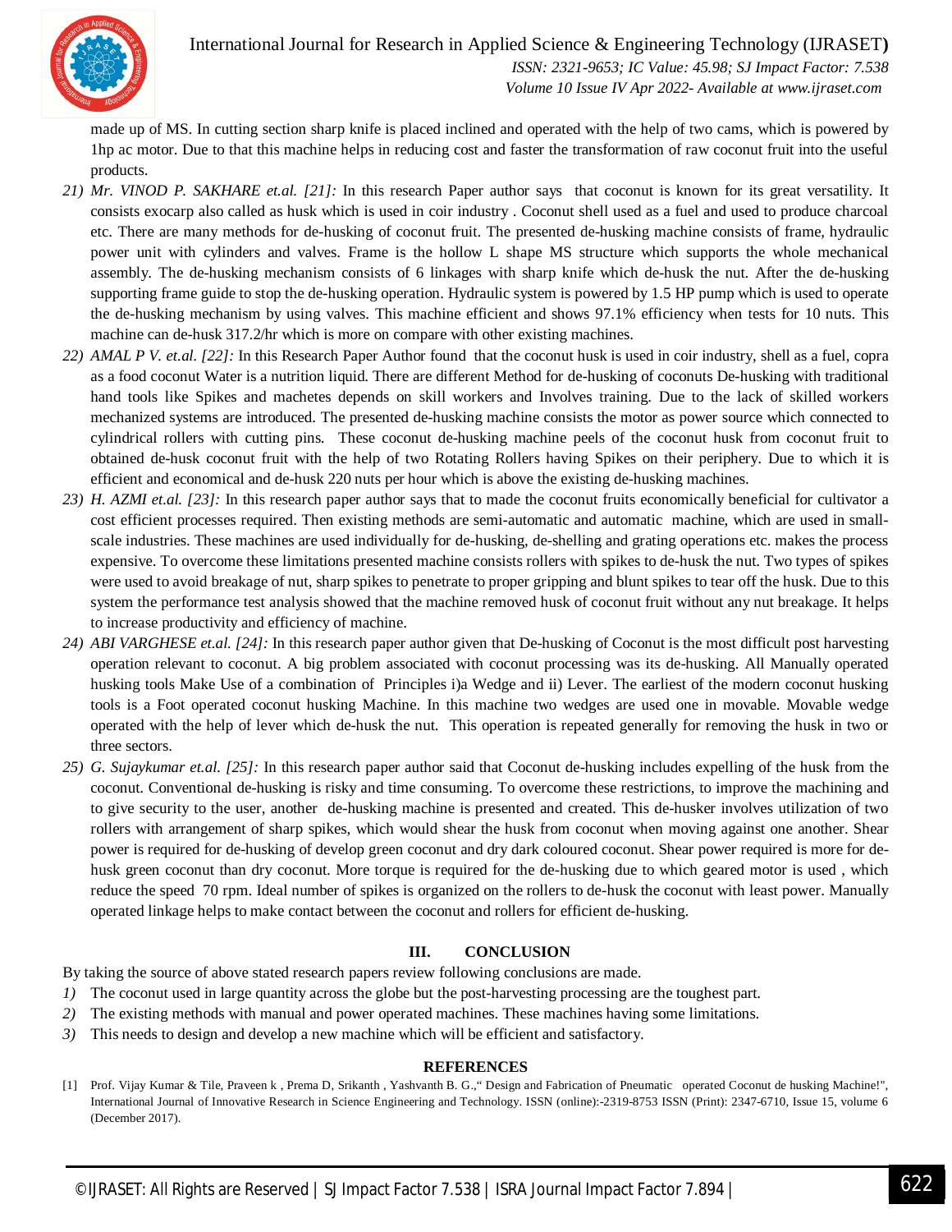made up of MS. In cutting section sharp knife is placed inclined and operated with the help of two cams, which is powered by 1hp ac motor. Due to that this machine helps in reducing cost and faster the transformation of raw coconut fruit into the useful products.

21) *Mr. VINOD P. SAKHARE et.al. [21]:* In this research Paper author says that coconut is known for its great versatility. It consists exocarp also called as husk which is used in coir industry . Coconut shell used as a fuel and used to produce charcoal etc. There are many methods for de-husking of coconut fruit. The presented de-husking machine consists of frame, hydraulic power unit with cylinders and valves. Frame is the hollow L shape MS structure which supports the whole mechanical assembly. The de-husking mechanism consists of 6 linkages with sharp knife which de-husk the nut. After the de-husking supporting frame guide to stop the de-husking operation. Hydraulic system is powered by 1.5 HP pump which is used to operate the de-husking mechanism by using valves. This machine efficient and shows 97.1% efficiency when tests for 10 nuts. This machine can de-husk 317.2/hr which is more on compare with other existing machines.
22) *AMAL P V. et.al. [22]:* In this Research Paper Author found that the coconut husk is used in coir industry, shell as a fuel, copra as a food coconut Water is a nutrition liquid. There are different Method for de-husking of coconuts De-husking with traditional hand tools like Spikes and machetes depends on skill workers and Involves training. Due to the lack of skilled workers mechanized systems are introduced. The presented de-husking machine consists the motor as power source which connected to cylindrical rollers with cutting pins. These coconut de-husking machine peels of the coconut husk from coconut fruit to obtained de-husk coconut fruit with the help of two Rotating Rollers having Spikes on their periphery. Due to which it is efficient and economical and de-husk 220 nuts per hour which is above the existing de-husking machines.
23) *H. AZMI et.al. [23]:* In this research paper author says that to made the coconut fruits economically beneficial for cultivator a cost efficient processes required. Then existing methods are semi-automatic and automatic machine, which are used in small-scale industries. These machines are used individually for de-husking, de-shelling and grating operations etc. makes the process expensive. To overcome these limitations presented machine consists rollers with spikes to de-husk the nut. Two types of spikes were used to avoid breakage of nut, sharp spikes to penetrate to proper gripping and blunt spikes to tear off the husk. Due to this system the performance test analysis showed that the machine removed husk of coconut fruit without any nut breakage. It helps to increase productivity and efficiency of machine.
24) *ABI VARGHESE et.al. [24]:* In this research paper author given that De-husking of Coconut is the most difficult post harvesting operation relevant to coconut. A big problem associated with coconut processing was its de-husking. All Manually operated husking tools Make Use of a combination of Principles i)a Wedge and ii) Lever. The earliest of the modern coconut husking tools is a Foot operated coconut husking Machine. In this machine two wedges are used one in movable. Movable wedge operated with the help of lever which de-husk the nut. This operation is repeated generally for removing the husk in two or three sectors.
25) *G. Sujaykumar et.al. [25]:* In this research paper author said that Coconut de-husking includes expelling of the husk from the coconut. Conventional de-husking is risky and time consuming. To overcome these restrictions, to improve the machining and to give security to the user, another de-husking machine is presented and created. This de-husker involves utilization of two rollers with arrangement of sharp spikes, which would shear the husk from coconut when moving against one another. Shear power is required for de-husking of develop green coconut and dry dark coloured coconut. Shear power required is more for de-husk green coconut than dry coconut. More torque is required for the de-husking due to which geared motor is used , which reduce the speed 70 rpm. Ideal number of spikes is organized on the rollers to de-husk the coconut with least power. Manually operated linkage helps to make contact between the coconut and rollers for efficient de-husking.

## III. CONCLUSION

By taking the source of above stated research papers review following conclusions are made.

1) The coconut used in large quantity across the globe but the post-harvesting processing are the toughest part.
2) The existing methods with manual and power operated machines. These machines having some limitations.
3) This needs to design and develop a new machine which will be efficient and satisfactory.

## REFERENCES

[1] Prof. Vijay Kumar & Tile, Praveen k , Prema D, Srikanth , Yashvanth B. G.," Design and Fabrication of Pneumatic operated Coconut de husking Machine!", International Journal of Innovative Research in Science Engineering and Technology. ISSN (online):-2319-8753 ISSN (Print): 2347-6710, Issue 15, volume 6 (December 2017).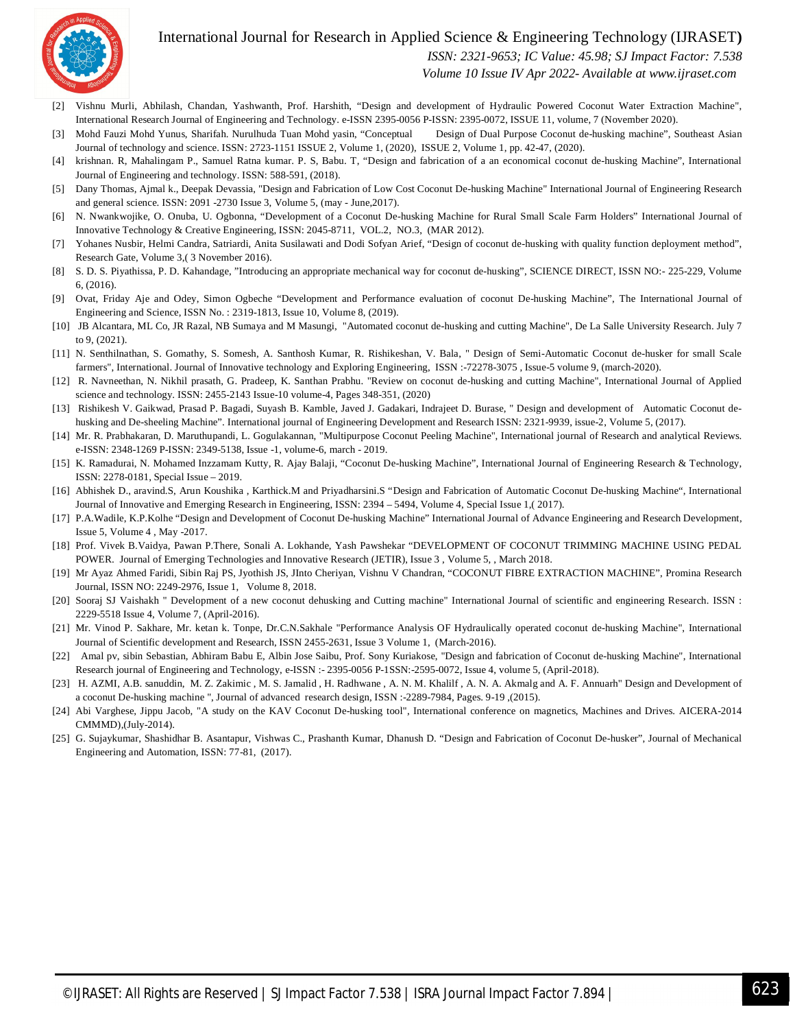[2] Vishnu Murli, Abhilash, Chandan, Yashwanth, Prof. Harshith, “Design and development of Hydraulic Powered Coconut Water Extraction Machine", International Research Journal of Engineering and Technology. e-ISSN 2395-0056 P-ISSN: 2395-0072, ISSUE 11, volume, 7 (November 2020).

[3] Mohd Fauzi Mohd Yunus, Sharifah. Nurulhuda Tuan Mohd yasin, “Conceptual Design of Dual Purpose Coconut de-husking machine”, Southeast Asian Journal of technology and science. ISSN: 2723-1151 ISSUE 2, Volume 1, (2020), ISSUE 2, Volume 1, pp. 42-47, (2020).

[4] krishnan. R, Mahalingam P., Samuel Ratna kumar. P. S, Babu. T, “Design and fabrication of a an economical coconut de-husking Machine”, International Journal of Engineering and technology. ISSN: 588-591, (2018).

[5] Dany Thomas, Ajmal k., Deepak Devassia, "Design and Fabrication of Low Cost Coconut De-husking Machine" International Journal of Engineering Research and general science. ISSN: 2091 -2730 Issue 3, Volume 5, (may - June,2017).

[6] N. Nwankwojike, O. Onuba, U. Ogbonna, “Development of a Coconut De-husking Machine for Rural Small Scale Farm Holders” International Journal of Innovative Technology & Creative Engineering, ISSN: 2045-8711, VOL.2, NO.3, (MAR 2012).

[7] Yohanes Nusbir, Helmi Candra, Satriardi, Anita Susilawati and Dodi Sofyan Arief, “Design of coconut de-husking with quality function deployment method”, Research Gate, Volume 3,( 3 November 2016).

[8] S. D. S. Piyathissa, P. D. Kahandage, ”Introducing an appropriate mechanical way for coconut de-husking”, SCIENCE DIRECT, ISSN NO:- 225-229, Volume 6, (2016).

[9] Ovat, Friday Aje and Odey, Simon Ogbeche “Development and Performance evaluation of coconut De-husking Machine”, The International Journal of Engineering and Science, ISSN No. : 2319-1813, Issue 10, Volume 8, (2019).

[10] JB Alcantara, ML Co, JR Razal, NB Sumaya and M Masungi, "Automated coconut de-husking and cutting Machine", De La Salle University Research. July 7 to 9, (2021).

[11] N. Senthilnathan, S. Gomathy, S. Somesh, A. Santhosh Kumar, R. Rishikeshan, V. Bala, " Design of Semi-Automatic Coconut de-husker for small Scale farmers", International. Journal of Innovative technology and Exploring Engineering, ISSN :-72278-3075 , Issue-5 volume 9, (march-2020).

[12] R. Navneethan, N. Nikhil prasath, G. Pradeep, K. Santhan Prabhu. "Review on coconut de-husking and cutting Machine", International Journal of Applied science and technology. ISSN: 2455-2143 Issue-10 volume-4, Pages 348-351, (2020)

[13] Rishikesh V. Gaikwad, Prasad P. Bagadi, Suyash B. Kamble, Javed J. Gadakari, Indrajeet D. Burase, " Design and development of Automatic Coconut de-husking and De-sheeling Machine". International journal of Engineering Development and Research ISSN: 2321-9939, issue-2, Volume 5, (2017).

[14] Mr. R. Prabhakaran, D. Maruthupandi, L. Gogulakannan, "Multipurpose Coconut Peeling Machine", International journal of Research and analytical Reviews. e-ISSN: 2348-1269 P-ISSN: 2349-5138, Issue -1, volume-6, march - 2019.

[15] K. Ramadurai, N. Mohamed Inzzamam Kutty, R. Ajay Balaji, “Coconut De-husking Machine”, International Journal of Engineering Research & Technology, ISSN: 2278-0181, Special Issue – 2019.

[16] Abhishek D., aravind.S, Arun Koushika , Karthick.M and Priyadharsini.S “Design and Fabrication of Automatic Coconut De-husking Machine“, International Journal of Innovative and Emerging Research in Engineering, ISSN: 2394 – 5494, Volume 4, Special Issue 1,( 2017).

[17] P.A.Wadile, K.P.Kolhe “Design and Development of Coconut De-husking Machine” International Journal of Advance Engineering and Research Development, Issue 5, Volume 4 , May -2017.

[18] Prof. Vivek B.Vaidya, Pawan P.There, Sonali A. Lokhande, Yash Pawshekar “DEVELOPMENT OF COCONUT TRIMMING MACHINE USING PEDAL POWER. Journal of Emerging Technologies and Innovative Research (JETIR), Issue 3 , Volume 5, , March 2018.

[19] Mr Ayaz Ahmed Faridi, Sibin Raj PS, Jyothish JS, JInto Cheriyan, Vishnu V Chandran, “COCONUT FIBRE EXTRACTION MACHINE”, Promina Research Journal, ISSN NO: 2249-2976, Issue 1, Volume 8, 2018.

[20] Sooraj SJ Vaishakh " Development of a new coconut dehusking and Cutting machine" International Journal of scientific and engineering Research. ISSN : 2229-5518 Issue 4, Volume 7, (April-2016).

[21] Mr. Vinod P. Sakhare, Mr. ketan k. Tonpe, Dr.C.N.Sakhale "Performance Analysis OF Hydraulically operated coconut de-husking Machine", International Journal of Scientific development and Research, ISSN 2455-2631, Issue 3 Volume 1, (March-2016).

[22] Amal pv, sibin Sebastian, Abhiram Babu E, Albin Jose Saibu, Prof. Sony Kuriakose, "Design and fabrication of Coconut de-husking Machine", International Research journal of Engineering and Technology, e-ISSN :- 2395-0056 P-1SSN:-2595-0072, Issue 4, volume 5, (April-2018).

[23] H. AZMI, A.B. sanuddin, M. Z. Zakimic , M. S. Jamalid , H. Radhwane , A. N. M. Khalilf , A. N. A. Akmalg and A. F. Annuarh" Design and Development of a coconut De-husking machine ", Journal of advanced research design, ISSN :-2289-7984, Pages. 9-19 ,(2015).

[24] Abi Varghese, Jippu Jacob, "A study on the KAV Coconut De-husking tool", International conference on magnetics, Machines and Drives. AICERA-2014 CMMMD),(July-2014).

[25] G. Sujaykumar, Shashidhar B. Asantapur, Vishwas C., Prashanth Kumar, Dhanush D. “Design and Fabrication of Coconut De-husker”, Journal of Mechanical Engineering and Automation, ISSN: 77-81, (2017).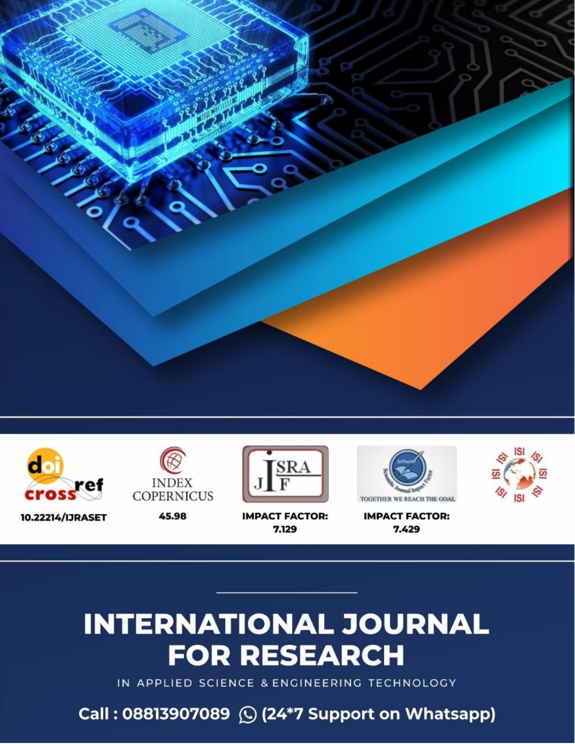10.22214/IJRASET

INDEX COPERNICUS

45.98

IMPACT FACTOR: 7.129

IMPACT FACTOR: 7.429

# INTERNATIONAL JOURNAL FOR RESEARCH

IN APPLIED SCIENCE & ENGINEERING TECHNOLOGY

Call : 08813907089 (24*7 Support on Whatsapp)